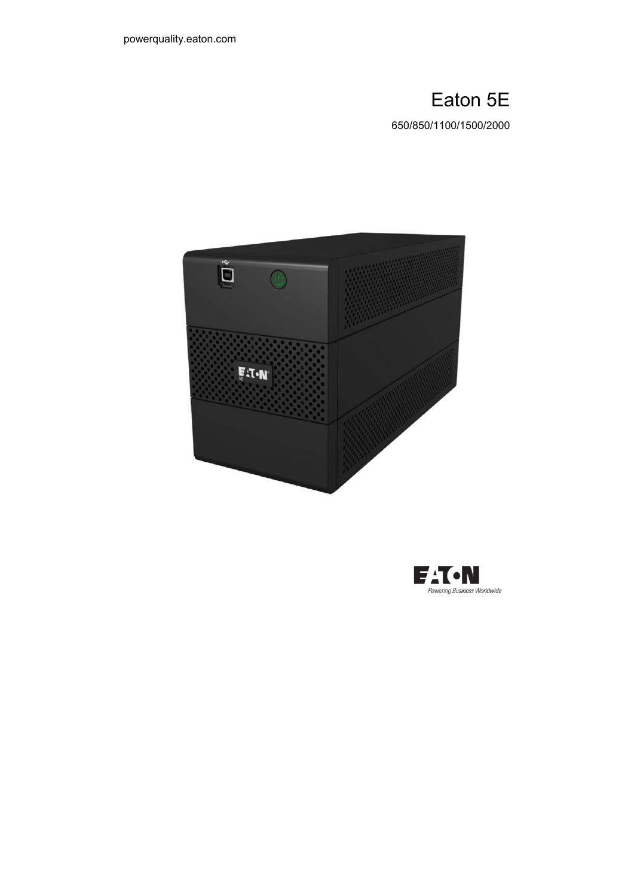powerquality.eaton.com

# Eaton 5E

650/850/1100/1500/2000

Powering Business Worldwide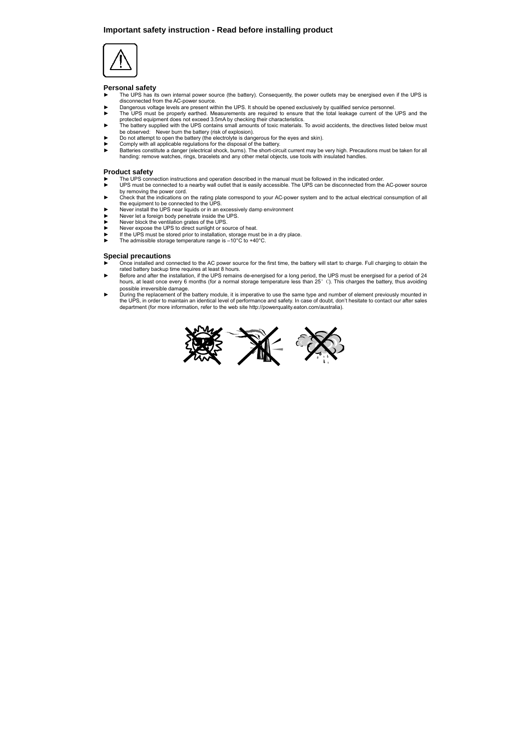## Important safety instruction - Read before installing product

### Personal safety

- The UPS has its own internal power source (the battery). Consequently, the power outlets may be energised even if the UPS is disconnected from the AC-power source.
- Dangerous voltage levels are present within the UPS. It should be opened exclusively by qualified service personnel.
- The UPS must be properly earthed. Measurements are required to ensure that the total leakage current of the UPS and the protected equipment does not exceed 3.5mA by checking their characteristics.
- The battery supplied with the UPS contains small amounts of toxic materials. To avoid accidents, the directives listed below must be observed: Never burn the battery (risk of explosion).
- Do not attempt to open the battery (the electrolyte is dangerous for the eyes and skin).
- Comply with all applicable regulations for the disposal of the battery.
- Batteries constitute a danger (electrical shock, burns). The short-circuit current may be very high. Precautions must be taken for all handing: remove watches, rings, bracelets and any other metal objects, use tools with insulated handles.

### Product safety

- The UPS connection instructions and operation described in the manual must be followed in the indicated order.
- UPS must be connected to a nearby wall outlet that is easily accessible. The UPS can be disconnected from the AC-power source by removing the power cord.
- Check that the indications on the rating plate correspond to your AC-power system and to the actual electrical consumption of all the equipment to be connected to the UPS.
- Never install the UPS near liquids or in an excessively damp environment
- Never let a foreign body penetrate inside the UPS.
- Never block the ventilation grates of the UPS.
- Never expose the UPS to direct sunlight or source of heat.
- If the UPS must be stored prior to installation, storage must be in a dry place.
- The admissible storage temperature range is –10°C to +40°C.

### Special precautions

- Once installed and connected to the AC power source for the first time, the battery will start to charge. Full charging to obtain the rated battery backup time requires at least 8 hours.
- Before and after the installation, if the UPS remains de-energised for a long period, the UPS must be energised for a period of 24 hours, at least once every 6 months (for a normal storage temperature less than 25°C). This charges the battery, thus avoiding possible irreversible damage.
- During the replacement of the battery module, it is imperative to use the same type and number of element previously mounted in the UPS, in order to maintain an identical level of performance and safety. In case of doubt, don't hesitate to contact our after sales department (for more information, refer to the web site http://powerquality.eaton.com/australia).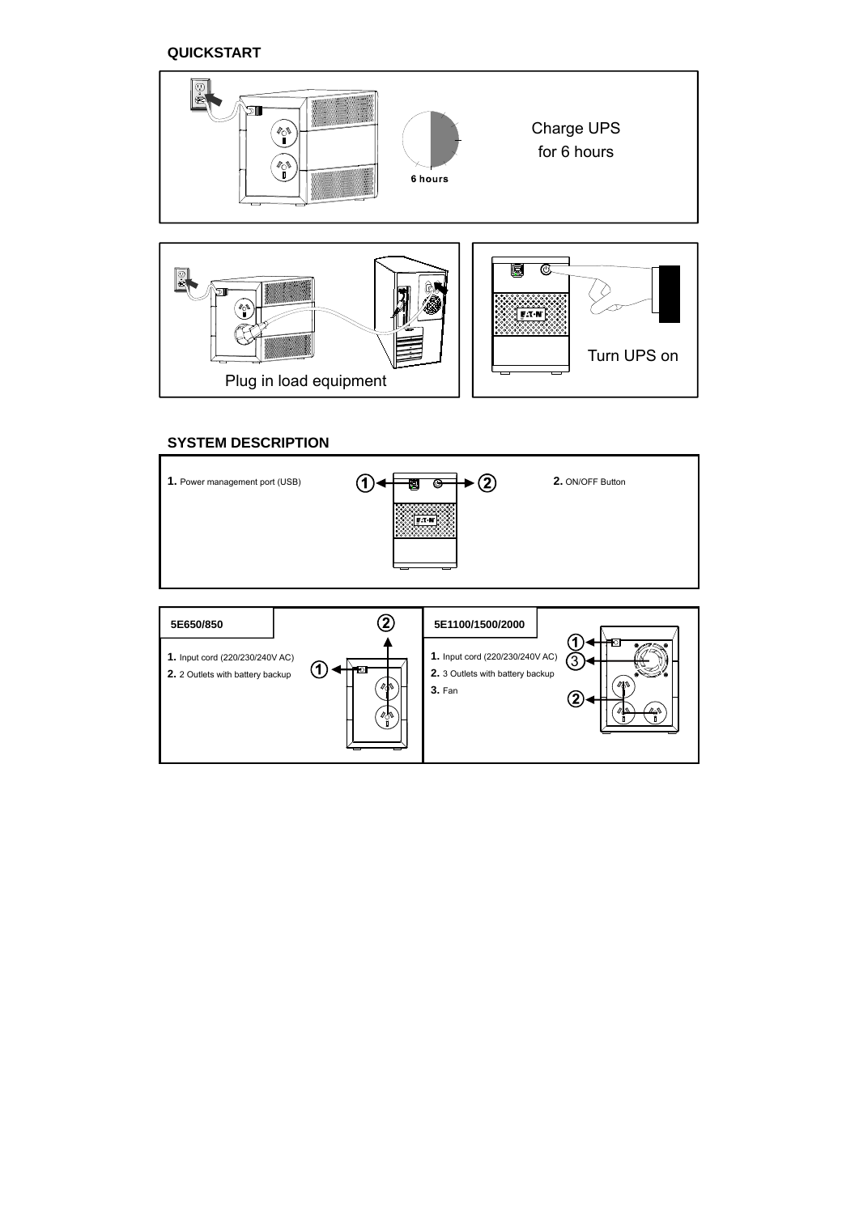## QUICKSTART

Charge UPS for 6 hours

6 hours

Plug in load equipment

Turn UPS on

## SYSTEM DESCRIPTION

**1.** Power management port (USB)

**2.** ON/OFF Button

### 5E650/850

**1.** Input cord (220/230/240V AC)

**2.** 2 Outlets with battery backup

### 5E1100/1500/2000

**1.** Input cord (220/230/240V AC)

**2.** 3 Outlets with battery backup

**3.** Fan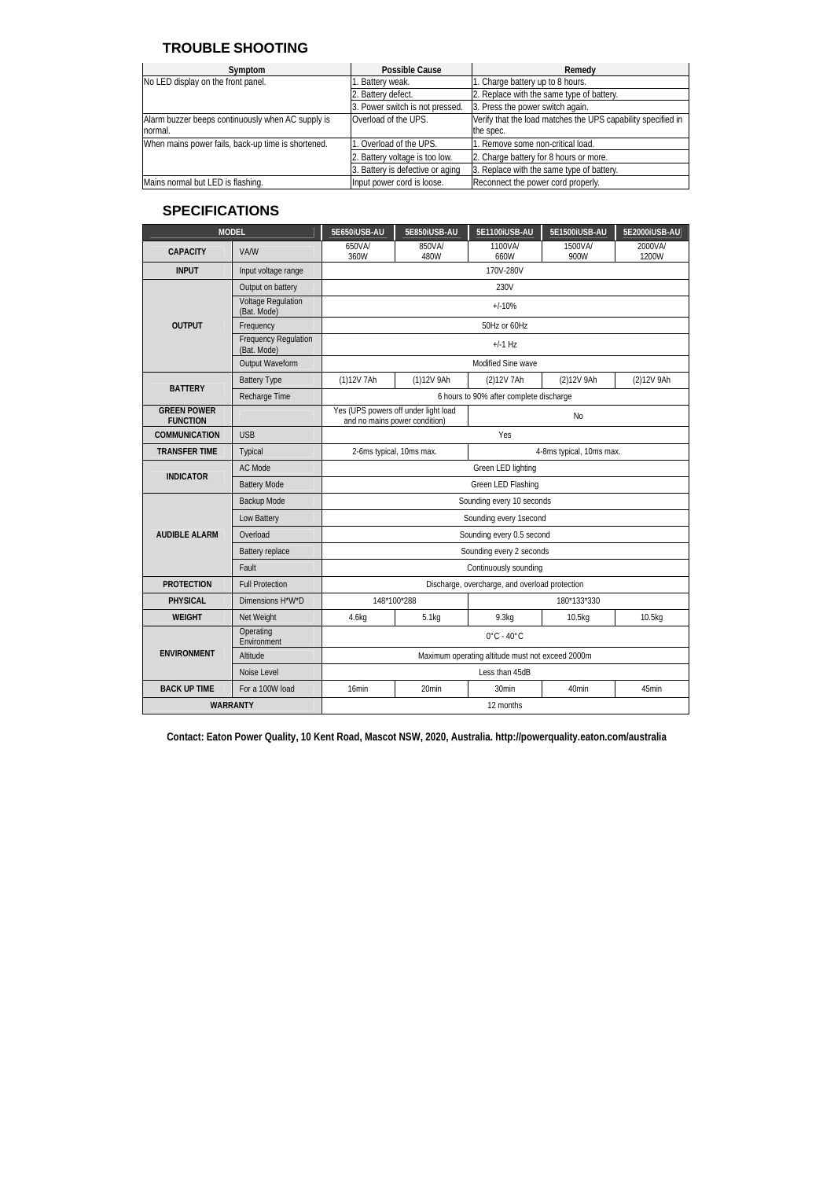## TROUBLE SHOOTING

| Symptom | Possible Cause | Remedy |
|---|---|---|
| No LED display on the front panel. | 1. Battery weak. | 1. Charge battery up to 8 hours. |
| | 2. Battery defect. | 2. Replace with the same type of battery. |
| | 3. Power switch is not pressed. | 3. Press the power switch again. |
| Alarm buzzer beeps continuously when AC supply is normal. | Overload of the UPS. | Verify that the load matches the UPS capability specified in the spec. |
| When mains power fails, back-up time is shortened. | 1. Overload of the UPS. | 1. Remove some non-critical load. |
| | 2. Battery voltage is too low. | 2. Charge battery for 8 hours or more. |
| | 3. Battery is defective or aging | 3. Replace with the same type of battery. |
| Mains normal but LED is flashing. | Input power cord is loose. | Reconnect the power cord properly. |

## SPECIFICATIONS

| MODEL | | 5E650iUSB-AU | 5E850iUSB-AU | 5E1100iUSB-AU | 5E1500iUSB-AU | 5E2000iUSB-AU |
|---|---|---|---|---|---|---|
| **CAPACITY** | VA/W | 650VA/ 360W | 850VA/ 480W | 1100VA/ 660W | 1500VA/ 900W | 2000VA/ 1200W |
| **INPUT** | Input voltage range | 170V-280V | | | | |
| **OUTPUT** | Output on battery | 230V | | | | |
| | Voltage Regulation (Bat. Mode) | +/-10% | | | | |
| | Frequency | 50Hz or 60Hz | | | | |
| | Frequency Regulation (Bat. Mode) | +/-1 Hz | | | | |
| | Output Waveform | Modified Sine wave | | | | |
| **BATTERY** | Battery Type | (1)12V 7Ah | (1)12V 9Ah | (2)12V 7Ah | (2)12V 9Ah | (2)12V 9Ah |
| | Recharge Time | 6 hours to 90% after complete discharge | | | | |
| **GREEN POWER FUNCTION** | | Yes (UPS powers off under light load and no mains power condition) | | No | | |
| **COMMUNICATION** | USB | Yes | | | | |
| **TRANSFER TIME** | Typical | 2-6ms typical, 10ms max. | | 4-8ms typical, 10ms max. | | |
| **INDICATOR** | AC Mode | Green LED lighting | | | | |
| | Battery Mode | Green LED Flashing | | | | |
| **AUDIBLE ALARM** | Backup Mode | Sounding every 10 seconds | | | | |
| | Low Battery | Sounding every 1second | | | | |
| | Overload | Sounding every 0.5 second | | | | |
| | Battery replace | Sounding every 2 seconds | | | | |
| | Fault | Continuously sounding | | | | |
| **PROTECTION** | Full Protection | Discharge, overcharge, and overload protection | | | | |
| **PHYSICAL** | Dimensions H\*W\*D | 148\*100\*288 | | 180\*133\*330 | | |
| **WEIGHT** | Net Weight | 4.6kg | 5.1kg | 9.3kg | 10.5kg | 10.5kg |
| **ENVIRONMENT** | Operating Environment | 0°C - 40°C | | | | |
| | Altitude | Maximum operating altitude must not exceed 2000m | | | | |
| | Noise Level | Less than 45dB | | | | |
| **BACK UP TIME** | For a 100W load | 16min | 20min | 30min | 40min | 45min |
| **WARRANTY** | | 12 months | | | | |

**Contact: Eaton Power Quality, 10 Kent Road, Mascot NSW, 2020, Australia. http://powerquality.eaton.com/australia**